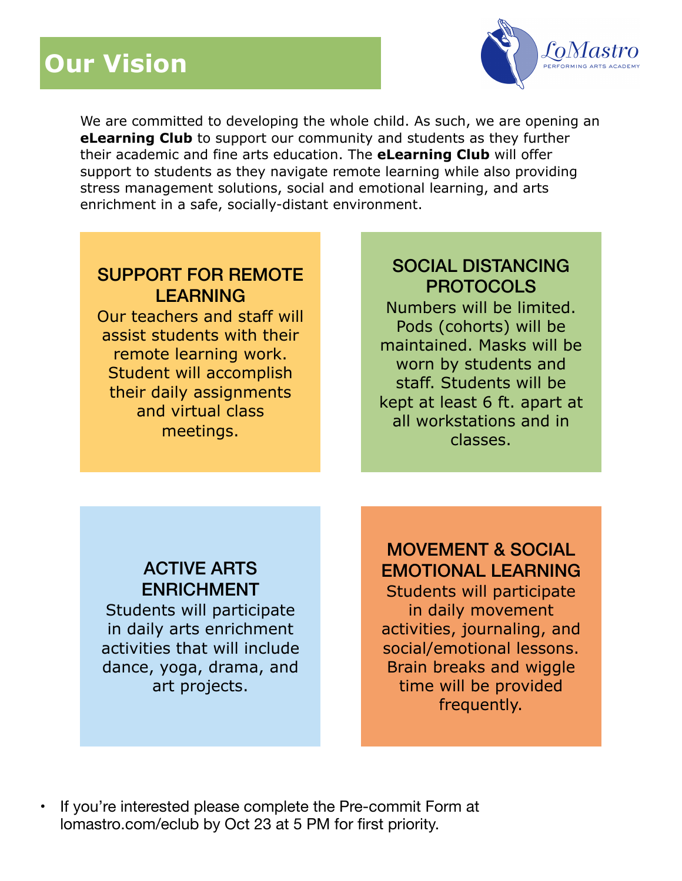# Our Vision

LoMastro
PERFORMING ARTS ACADEMY

We are committed to developing the whole child. As such, we are opening an **eLearning Club** to support our community and students as they further their academic and fine arts education. The **eLearning Club** will offer support to students as they navigate remote learning while also providing stress management solutions, social and emotional learning, and arts enrichment in a safe, socially-distant environment.

## SUPPORT FOR REMOTE LEARNING

Our teachers and staff will assist students with their remote learning work. Student will accomplish their daily assignments and virtual class meetings.

## SOCIAL DISTANCING PROTOCOLS

Numbers will be limited. Pods (cohorts) will be maintained. Masks will be worn by students and staff. Students will be kept at least 6 ft. apart at all workstations and in classes.

## ACTIVE ARTS ENRICHMENT

Students will participate in daily arts enrichment activities that will include dance, yoga, drama, and art projects.

## MOVEMENT & SOCIAL EMOTIONAL LEARNING

Students will participate in daily movement activities, journaling, and social/emotional lessons. Brain breaks and wiggle time will be provided frequently.

- If you're interested please complete the Pre-commit Form at lomastro.com/eclub by Oct 23 at 5 PM for first priority.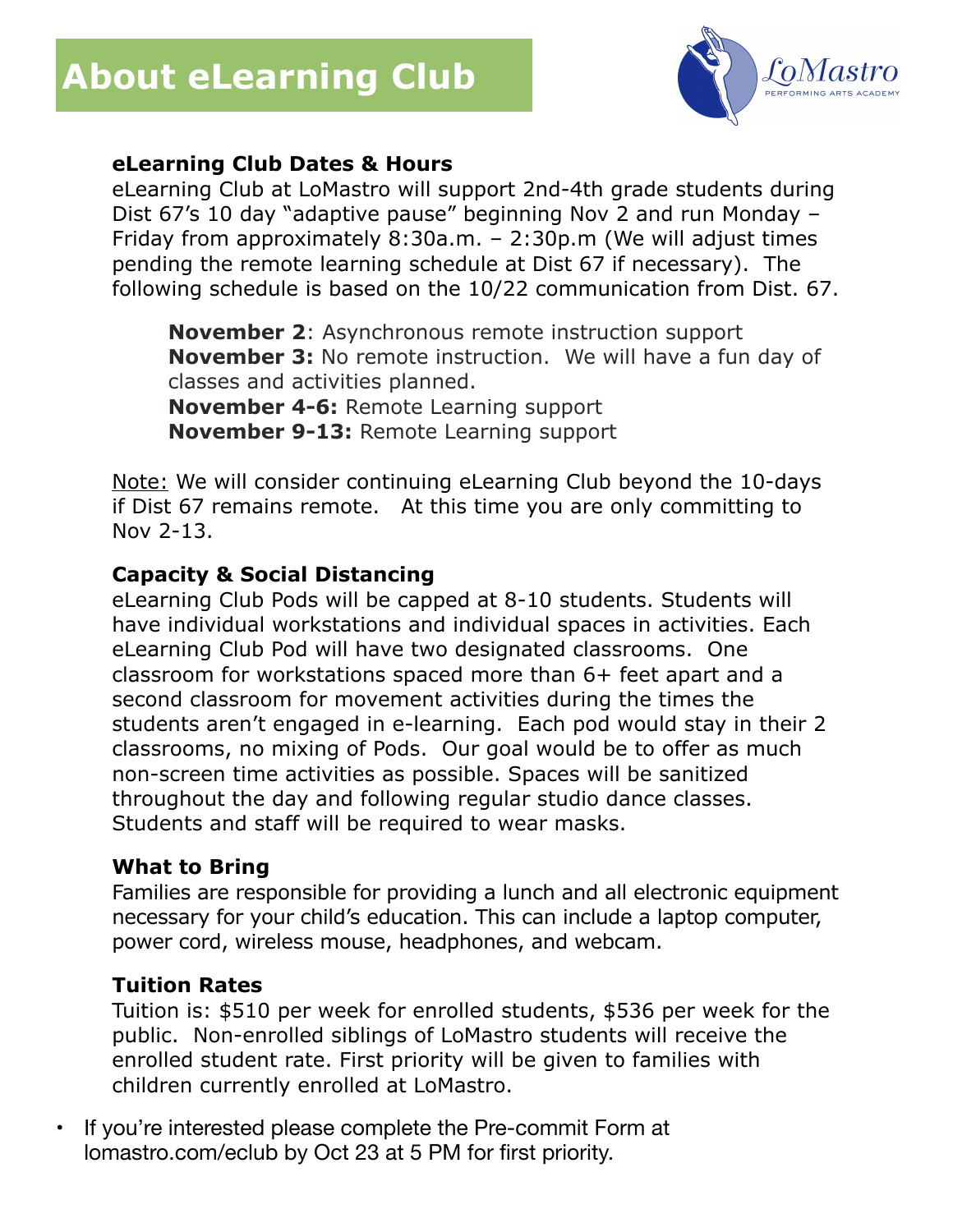# About eLearning Club

LoMastro
PERFORMING ARTS ACADEMY

### eLearning Club Dates & Hours

eLearning Club at LoMastro will support 2nd-4th grade students during Dist 67's 10 day "adaptive pause" beginning Nov 2 and run Monday – Friday from approximately 8:30a.m. – 2:30p.m (We will adjust times pending the remote learning schedule at Dist 67 if necessary). The following schedule is based on the 10/22 communication from Dist. 67.

**November 2**: Asynchronous remote instruction support
**November 3:** No remote instruction. We will have a fun day of classes and activities planned.
**November 4-6:** Remote Learning support
**November 9-13:** Remote Learning support

Note: We will consider continuing eLearning Club beyond the 10-days if Dist 67 remains remote. At this time you are only committing to Nov 2-13.

### Capacity & Social Distancing

eLearning Club Pods will be capped at 8-10 students. Students will have individual workstations and individual spaces in activities. Each eLearning Club Pod will have two designated classrooms. One classroom for workstations spaced more than 6+ feet apart and a second classroom for movement activities during the times the students aren't engaged in e-learning. Each pod would stay in their 2 classrooms, no mixing of Pods. Our goal would be to offer as much non-screen time activities as possible. Spaces will be sanitized throughout the day and following regular studio dance classes. Students and staff will be required to wear masks.

### What to Bring

Families are responsible for providing a lunch and all electronic equipment necessary for your child's education. This can include a laptop computer, power cord, wireless mouse, headphones, and webcam.

### Tuition Rates

Tuition is: $510 per week for enrolled students, $536 per week for the public. Non-enrolled siblings of LoMastro students will receive the enrolled student rate. First priority will be given to families with children currently enrolled at LoMastro.

- If you're interested please complete the Pre-commit Form at lomastro.com/eclub by Oct 23 at 5 PM for first priority.